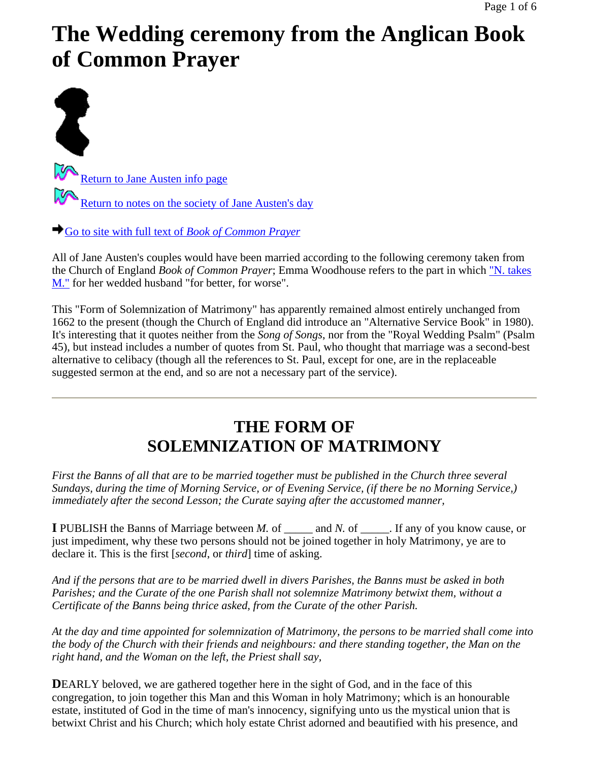# The Wedding ceremony from the Anglican Book of Common Prayer

Return to Jane Austen info page

Return to notes on the society of Jane Austen's day

Go to site with full text of *Book of Common Prayer*

All of Jane Austen's couples would have been married according to the following ceremony taken from the Church of England *Book of Common Prayer*; Emma Woodhouse refers to the part in which "N. takes M." for her wedded husband "for better, for worse".

This "Form of Solemnization of Matrimony" has apparently remained almost entirely unchanged from 1662 to the present (though the Church of England did introduce an "Alternative Service Book" in 1980). It's interesting that it quotes neither from the *Song of Songs*, nor from the "Royal Wedding Psalm" (Psalm 45), but instead includes a number of quotes from St. Paul, who thought that marriage was a second-best alternative to celibacy (though all the references to St. Paul, except for one, are in the replaceable suggested sermon at the end, and so are not a necessary part of the service).

---

## THE FORM OF SOLEMNIZATION OF MATRIMONY

*First the Banns of all that are to be married together must be published in the Church three several Sundays, during the time of Morning Service, or of Evening Service, (if there be no Morning Service,) immediately after the second Lesson; the Curate saying after the accustomed manner,*

**I** PUBLISH the Banns of Marriage between *M.* of _____ and *N.* of _____. If any of you know cause, or just impediment, why these two persons should not be joined together in holy Matrimony, ye are to declare it. This is the first [*second*, or *third*] time of asking.

*And if the persons that are to be married dwell in divers Parishes, the Banns must be asked in both Parishes; and the Curate of the one Parish shall not solemnize Matrimony betwixt them, without a Certificate of the Banns being thrice asked, from the Curate of the other Parish.*

*At the day and time appointed for solemnization of Matrimony, the persons to be married shall come into the body of the Church with their friends and neighbours: and there standing together, the Man on the right hand, and the Woman on the left, the Priest shall say,*

**D**EARLY beloved, we are gathered together here in the sight of God, and in the face of this congregation, to join together this Man and this Woman in holy Matrimony; which is an honourable estate, instituted of God in the time of man's innocency, signifying unto us the mystical union that is betwixt Christ and his Church; which holy estate Christ adorned and beautified with his presence, and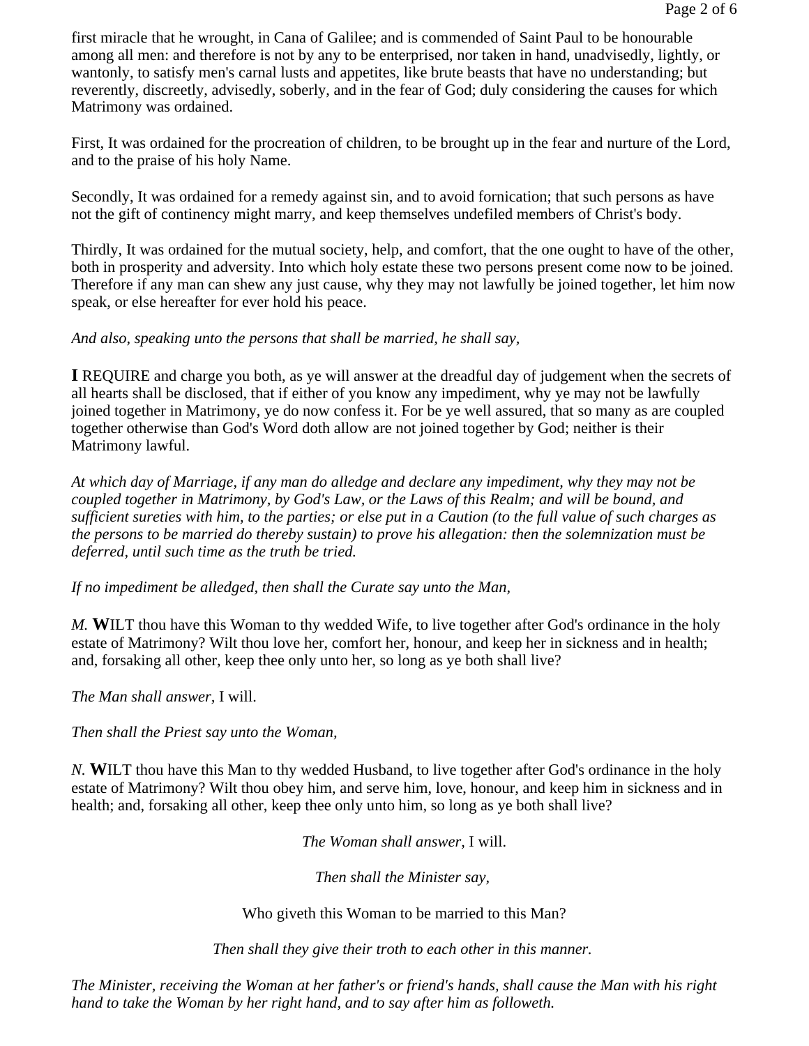first miracle that he wrought, in Cana of Galilee; and is commended of Saint Paul to be honourable among all men: and therefore is not by any to be enterprised, nor taken in hand, unadvisedly, lightly, or wantonly, to satisfy men's carnal lusts and appetites, like brute beasts that have no understanding; but reverently, discreetly, advisedly, soberly, and in the fear of God; duly considering the causes for which Matrimony was ordained.

First, It was ordained for the procreation of children, to be brought up in the fear and nurture of the Lord, and to the praise of his holy Name.

Secondly, It was ordained for a remedy against sin, and to avoid fornication; that such persons as have not the gift of continency might marry, and keep themselves undefiled members of Christ's body.

Thirdly, It was ordained for the mutual society, help, and comfort, that the one ought to have of the other, both in prosperity and adversity. Into which holy estate these two persons present come now to be joined. Therefore if any man can shew any just cause, why they may not lawfully be joined together, let him now speak, or else hereafter for ever hold his peace.

*And also, speaking unto the persons that shall be married, he shall say,*

**I** REQUIRE and charge you both, as ye will answer at the dreadful day of judgement when the secrets of all hearts shall be disclosed, that if either of you know any impediment, why ye may not be lawfully joined together in Matrimony, ye do now confess it. For be ye well assured, that so many as are coupled together otherwise than God's Word doth allow are not joined together by God; neither is their Matrimony lawful.

*At which day of Marriage, if any man do alledge and declare any impediment, why they may not be coupled together in Matrimony, by God's Law, or the Laws of this Realm; and will be bound, and sufficient sureties with him, to the parties; or else put in a Caution (to the full value of such charges as the persons to be married do thereby sustain) to prove his allegation: then the solemnization must be deferred, until such time as the truth be tried.*

*If no impediment be alledged, then shall the Curate say unto the Man,*

*M.* **W**ILT thou have this Woman to thy wedded Wife, to live together after God's ordinance in the holy estate of Matrimony? Wilt thou love her, comfort her, honour, and keep her in sickness and in health; and, forsaking all other, keep thee only unto her, so long as ye both shall live?

*The Man shall answer,* I will.

*Then shall the Priest say unto the Woman,*

*N.* **W**ILT thou have this Man to thy wedded Husband, to live together after God's ordinance in the holy estate of Matrimony? Wilt thou obey him, and serve him, love, honour, and keep him in sickness and in health; and, forsaking all other, keep thee only unto him, so long as ye both shall live?

*The Woman shall answer,* I will.

*Then shall the Minister say,*

Who giveth this Woman to be married to this Man?

*Then shall they give their troth to each other in this manner.*

*The Minister, receiving the Woman at her father's or friend's hands, shall cause the Man with his right hand to take the Woman by her right hand, and to say after him as followeth.*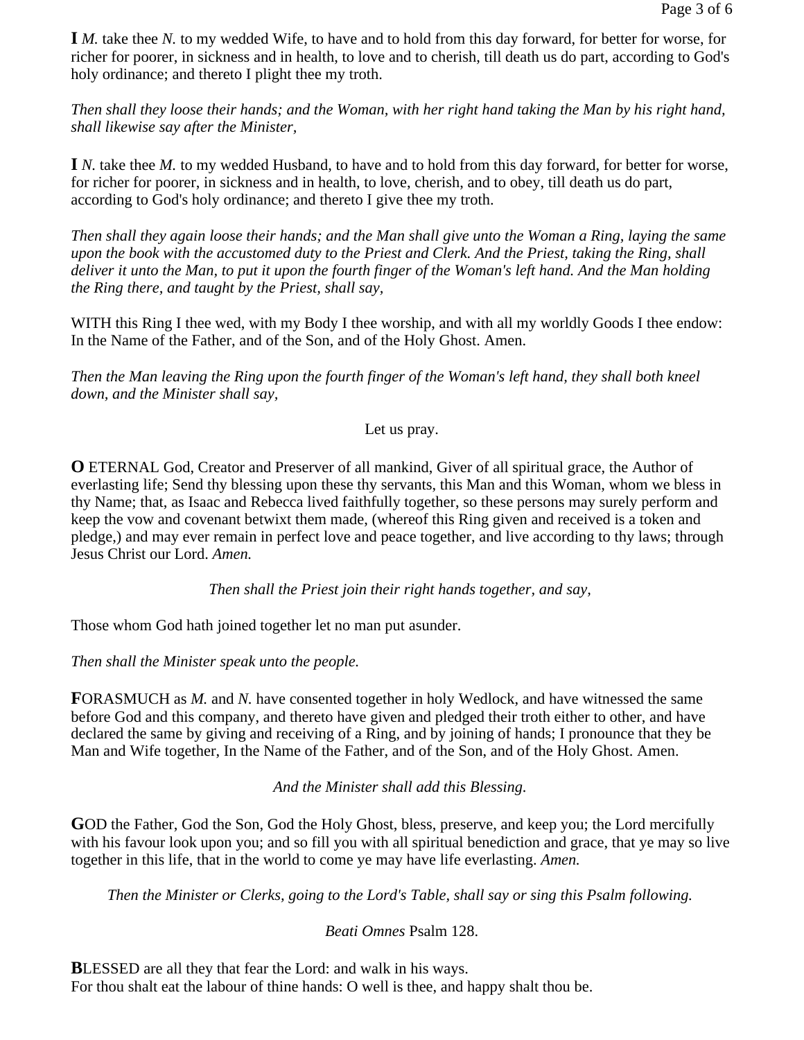**I** *M.* take thee *N.* to my wedded Wife, to have and to hold from this day forward, for better for worse, for richer for poorer, in sickness and in health, to love and to cherish, till death us do part, according to God's holy ordinance; and thereto I plight thee my troth.

*Then shall they loose their hands; and the Woman, with her right hand taking the Man by his right hand, shall likewise say after the Minister,*

**I** *N.* take thee *M.* to my wedded Husband, to have and to hold from this day forward, for better for worse, for richer for poorer, in sickness and in health, to love, cherish, and to obey, till death us do part, according to God's holy ordinance; and thereto I give thee my troth.

*Then shall they again loose their hands; and the Man shall give unto the Woman a Ring, laying the same upon the book with the accustomed duty to the Priest and Clerk. And the Priest, taking the Ring, shall deliver it unto the Man, to put it upon the fourth finger of the Woman's left hand. And the Man holding the Ring there, and taught by the Priest, shall say,*

WITH this Ring I thee wed, with my Body I thee worship, and with all my worldly Goods I thee endow: In the Name of the Father, and of the Son, and of the Holy Ghost. Amen.

*Then the Man leaving the Ring upon the fourth finger of the Woman's left hand, they shall both kneel down, and the Minister shall say,*

Let us pray.

**O** ETERNAL God, Creator and Preserver of all mankind, Giver of all spiritual grace, the Author of everlasting life; Send thy blessing upon these thy servants, this Man and this Woman, whom we bless in thy Name; that, as Isaac and Rebecca lived faithfully together, so these persons may surely perform and keep the vow and covenant betwixt them made, (whereof this Ring given and received is a token and pledge,) and may ever remain in perfect love and peace together, and live according to thy laws; through Jesus Christ our Lord. *Amen.*

*Then shall the Priest join their right hands together, and say,*

Those whom God hath joined together let no man put asunder.

*Then shall the Minister speak unto the people.*

**F**ORASMUCH as *M.* and *N.* have consented together in holy Wedlock, and have witnessed the same before God and this company, and thereto have given and pledged their troth either to other, and have declared the same by giving and receiving of a Ring, and by joining of hands; I pronounce that they be Man and Wife together, In the Name of the Father, and of the Son, and of the Holy Ghost. Amen.

*And the Minister shall add this Blessing.*

**G**OD the Father, God the Son, God the Holy Ghost, bless, preserve, and keep you; the Lord mercifully with his favour look upon you; and so fill you with all spiritual benediction and grace, that ye may so live together in this life, that in the world to come ye may have life everlasting. *Amen.*

*Then the Minister or Clerks, going to the Lord's Table, shall say or sing this Psalm following.*

*Beati Omnes* Psalm 128.

**B**LESSED are all they that fear the Lord: and walk in his ways.
For thou shalt eat the labour of thine hands: O well is thee, and happy shalt thou be.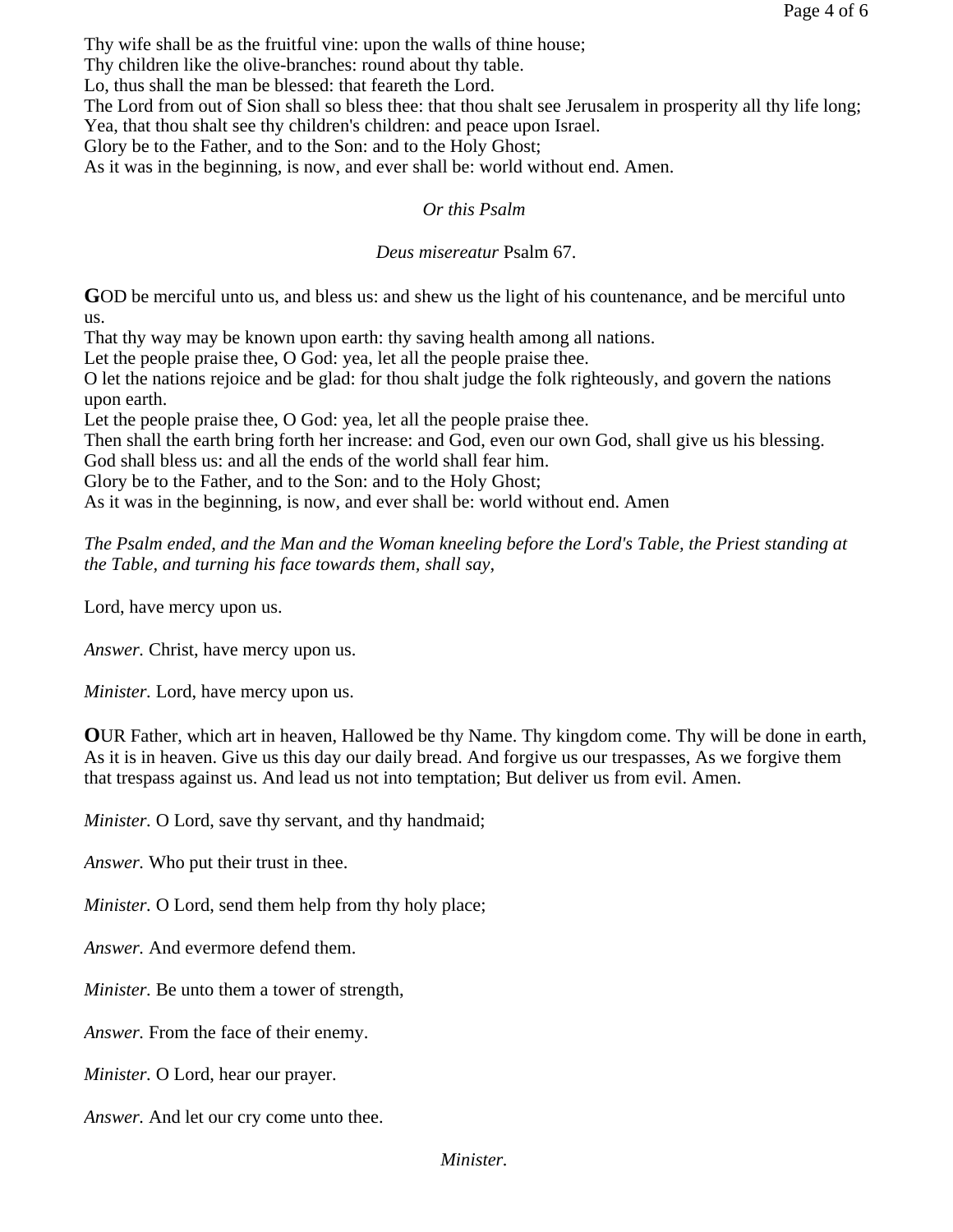Thy wife shall be as the fruitful vine: upon the walls of thine house;
Thy children like the olive-branches: round about thy table.
Lo, thus shall the man be blessed: that feareth the Lord.
The Lord from out of Sion shall so bless thee: that thou shalt see Jerusalem in prosperity all thy life long;
Yea, that thou shalt see thy children's children: and peace upon Israel.
Glory be to the Father, and to the Son: and to the Holy Ghost;
As it was in the beginning, is now, and ever shall be: world without end. Amen.

*Or this Psalm*

*Deus misereatur* Psalm 67.

**G**OD be merciful unto us, and bless us: and shew us the light of his countenance, and be merciful unto us.
That thy way may be known upon earth: thy saving health among all nations.
Let the people praise thee, O God: yea, let all the people praise thee.
O let the nations rejoice and be glad: for thou shalt judge the folk righteously, and govern the nations upon earth.
Let the people praise thee, O God: yea, let all the people praise thee.
Then shall the earth bring forth her increase: and God, even our own God, shall give us his blessing.
God shall bless us: and all the ends of the world shall fear him.
Glory be to the Father, and to the Son: and to the Holy Ghost;
As it was in the beginning, is now, and ever shall be: world without end. Amen

*The Psalm ended, and the Man and the Woman kneeling before the Lord's Table, the Priest standing at the Table, and turning his face towards them, shall say,*

Lord, have mercy upon us.

*Answer.* Christ, have mercy upon us.

*Minister.* Lord, have mercy upon us.

**O**UR Father, which art in heaven, Hallowed be thy Name. Thy kingdom come. Thy will be done in earth, As it is in heaven. Give us this day our daily bread. And forgive us our trespasses, As we forgive them that trespass against us. And lead us not into temptation; But deliver us from evil. Amen.

*Minister.* O Lord, save thy servant, and thy handmaid;

*Answer.* Who put their trust in thee.

*Minister.* O Lord, send them help from thy holy place;

*Answer.* And evermore defend them.

*Minister.* Be unto them a tower of strength,

*Answer.* From the face of their enemy.

*Minister.* O Lord, hear our prayer.

*Answer.* And let our cry come unto thee.

*Minister.*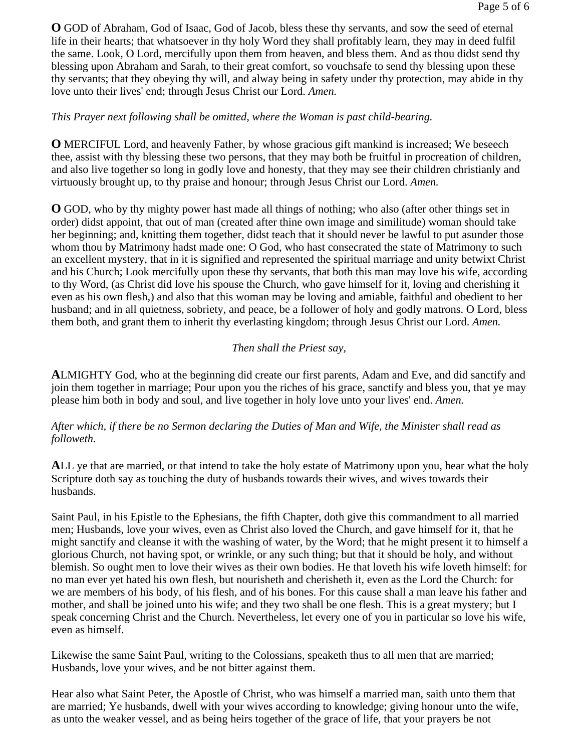**O** GOD of Abraham, God of Isaac, God of Jacob, bless these thy servants, and sow the seed of eternal life in their hearts; that whatsoever in thy holy Word they shall profitably learn, they may in deed fulfil the same. Look, O Lord, mercifully upon them from heaven, and bless them. And as thou didst send thy blessing upon Abraham and Sarah, to their great comfort, so vouchsafe to send thy blessing upon these thy servants; that they obeying thy will, and alway being in safety under thy protection, may abide in thy love unto their lives' end; through Jesus Christ our Lord. *Amen.*

*This Prayer next following shall be omitted, where the Woman is past child-bearing.*

**O** MERCIFUL Lord, and heavenly Father, by whose gracious gift mankind is increased; We beseech thee, assist with thy blessing these two persons, that they may both be fruitful in procreation of children, and also live together so long in godly love and honesty, that they may see their children christianly and virtuously brought up, to thy praise and honour; through Jesus Christ our Lord. *Amen.*

**O** GOD, who by thy mighty power hast made all things of nothing; who also (after other things set in order) didst appoint, that out of man (created after thine own image and similitude) woman should take her beginning; and, knitting them together, didst teach that it should never be lawful to put asunder those whom thou by Matrimony hadst made one: O God, who hast consecrated the state of Matrimony to such an excellent mystery, that in it is signified and represented the spiritual marriage and unity betwixt Christ and his Church; Look mercifully upon these thy servants, that both this man may love his wife, according to thy Word, (as Christ did love his spouse the Church, who gave himself for it, loving and cherishing it even as his own flesh,) and also that this woman may be loving and amiable, faithful and obedient to her husband; and in all quietness, sobriety, and peace, be a follower of holy and godly matrons. O Lord, bless them both, and grant them to inherit thy everlasting kingdom; through Jesus Christ our Lord. *Amen.*

*Then shall the Priest say,*

**A**LMIGHTY God, who at the beginning did create our first parents, Adam and Eve, and did sanctify and join them together in marriage; Pour upon you the riches of his grace, sanctify and bless you, that ye may please him both in body and soul, and live together in holy love unto your lives' end. *Amen.*

*After which, if there be no Sermon declaring the Duties of Man and Wife, the Minister shall read as followeth.*

**A**LL ye that are married, or that intend to take the holy estate of Matrimony upon you, hear what the holy Scripture doth say as touching the duty of husbands towards their wives, and wives towards their husbands.

Saint Paul, in his Epistle to the Ephesians, the fifth Chapter, doth give this commandment to all married men; Husbands, love your wives, even as Christ also loved the Church, and gave himself for it, that he might sanctify and cleanse it with the washing of water, by the Word; that he might present it to himself a glorious Church, not having spot, or wrinkle, or any such thing; but that it should be holy, and without blemish. So ought men to love their wives as their own bodies. He that loveth his wife loveth himself: for no man ever yet hated his own flesh, but nourisheth and cherisheth it, even as the Lord the Church: for we are members of his body, of his flesh, and of his bones. For this cause shall a man leave his father and mother, and shall be joined unto his wife; and they two shall be one flesh. This is a great mystery; but I speak concerning Christ and the Church. Nevertheless, let every one of you in particular so love his wife, even as himself.

Likewise the same Saint Paul, writing to the Colossians, speaketh thus to all men that are married; Husbands, love your wives, and be not bitter against them.

Hear also what Saint Peter, the Apostle of Christ, who was himself a married man, saith unto them that are married; Ye husbands, dwell with your wives according to knowledge; giving honour unto the wife, as unto the weaker vessel, and as being heirs together of the grace of life, that your prayers be not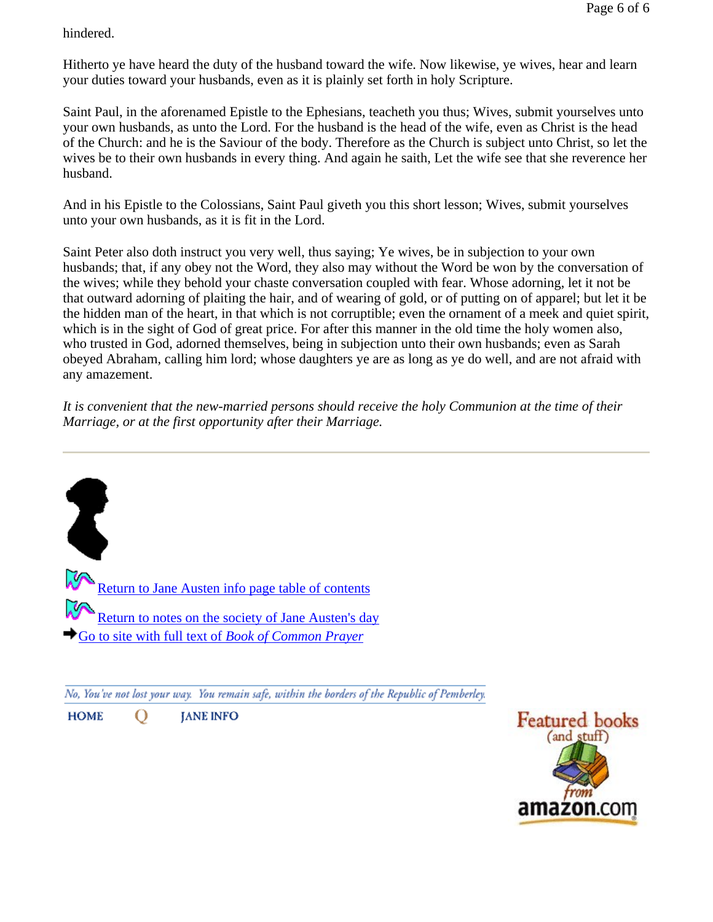hindered.

Hitherto ye have heard the duty of the husband toward the wife. Now likewise, ye wives, hear and learn your duties toward your husbands, even as it is plainly set forth in holy Scripture.

Saint Paul, in the aforenamed Epistle to the Ephesians, teacheth you thus; Wives, submit yourselves unto your own husbands, as unto the Lord. For the husband is the head of the wife, even as Christ is the head of the Church: and he is the Saviour of the body. Therefore as the Church is subject unto Christ, so let the wives be to their own husbands in every thing. And again he saith, Let the wife see that she reverence her husband.

And in his Epistle to the Colossians, Saint Paul giveth you this short lesson; Wives, submit yourselves unto your own husbands, as it is fit in the Lord.

Saint Peter also doth instruct you very well, thus saying; Ye wives, be in subjection to your own husbands; that, if any obey not the Word, they also may without the Word be won by the conversation of the wives; while they behold your chaste conversation coupled with fear. Whose adorning, let it not be that outward adorning of plaiting the hair, and of wearing of gold, or of putting on of apparel; but let it be the hidden man of the heart, in that which is not corruptible; even the ornament of a meek and quiet spirit, which is in the sight of God of great price. For after this manner in the old time the holy women also, who trusted in God, adorned themselves, being in subjection unto their own husbands; even as Sarah obeyed Abraham, calling him lord; whose daughters ye are as long as ye do well, and are not afraid with any amazement.

*It is convenient that the new-married persons should receive the holy Communion at the time of their Marriage, or at the first opportunity after their Marriage.*

---

Return to Jane Austen info page table of contents

Return to notes on the society of Jane Austen's day

Go to site with full text of *Book of Common Prayer*

No, You've not lost your way. You remain safe, within the borders of the Republic of Pemberley.

HOME Q JANE INFO

Featured books (and stuff) from amazon.com